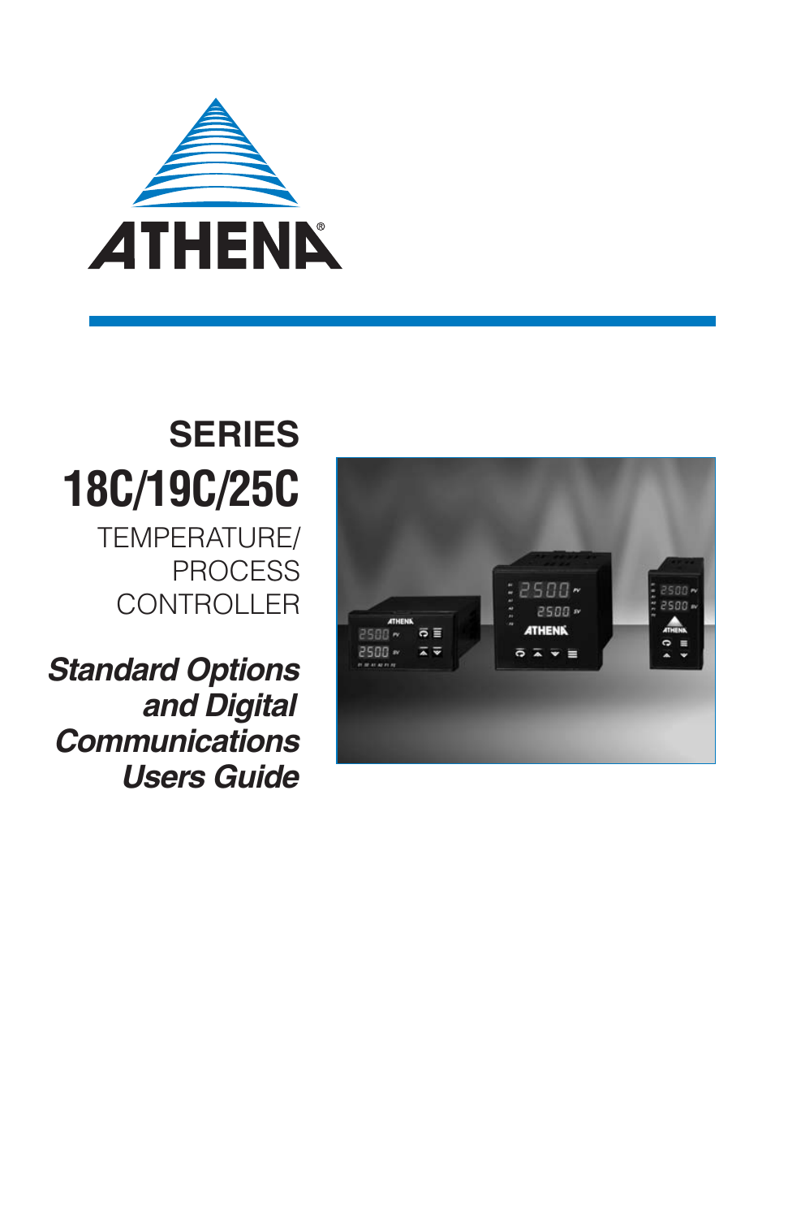ATHENA®

# SERIES
# 18C/19C/25C

TEMPERATURE/
PROCESS
CONTROLLER

***Standard Options and Digital Communications Users Guide***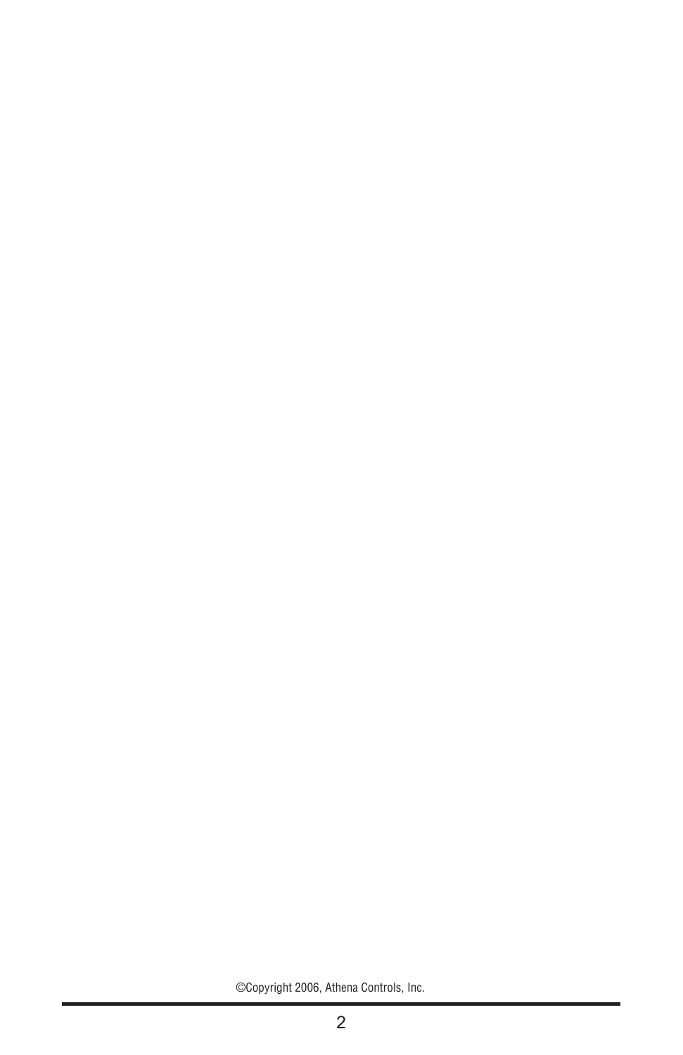©Copyright 2006, Athena Controls, Inc.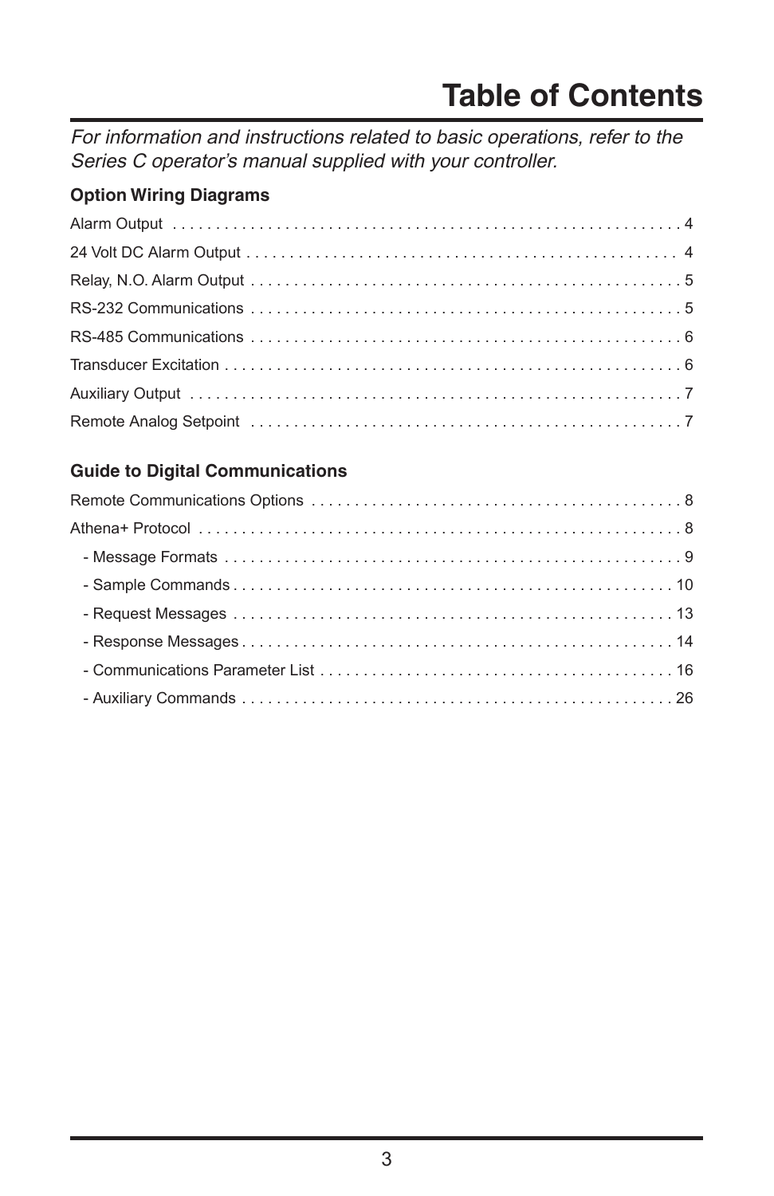# Table of Contents

*For information and instructions related to basic operations, refer to the Series C operator's manual supplied with your controller.*

**Option Wiring Diagrams**

Alarm Output . . . . . . . . . . . . . . . . . . . . . . . . . . . . . . . . . . . . . . . . . . . . . . . . . . . . . . . . . . . 4

24 Volt DC Alarm Output . . . . . . . . . . . . . . . . . . . . . . . . . . . . . . . . . . . . . . . . . . . . . . . . . . . 4

Relay, N.O. Alarm Output . . . . . . . . . . . . . . . . . . . . . . . . . . . . . . . . . . . . . . . . . . . . . . . . . . . 5

RS-232 Communications . . . . . . . . . . . . . . . . . . . . . . . . . . . . . . . . . . . . . . . . . . . . . . . . . . . 5

RS-485 Communications . . . . . . . . . . . . . . . . . . . . . . . . . . . . . . . . . . . . . . . . . . . . . . . . . . . 6

Transducer Excitation . . . . . . . . . . . . . . . . . . . . . . . . . . . . . . . . . . . . . . . . . . . . . . . . . . . . . . 6

Auxiliary Output . . . . . . . . . . . . . . . . . . . . . . . . . . . . . . . . . . . . . . . . . . . . . . . . . . . . . . . . . . 7

Remote Analog Setpoint . . . . . . . . . . . . . . . . . . . . . . . . . . . . . . . . . . . . . . . . . . . . . . . . . . . 7

**Guide to Digital Communications**

Remote Communications Options . . . . . . . . . . . . . . . . . . . . . . . . . . . . . . . . . . . . . . . . . . . . 8

Athena+ Protocol . . . . . . . . . . . . . . . . . . . . . . . . . . . . . . . . . . . . . . . . . . . . . . . . . . . . . . . . . 8

- Message Formats . . . . . . . . . . . . . . . . . . . . . . . . . . . . . . . . . . . . . . . . . . . . . . . . . . . . . 9
- Sample Commands . . . . . . . . . . . . . . . . . . . . . . . . . . . . . . . . . . . . . . . . . . . . . . . . . . . 10
- Request Messages . . . . . . . . . . . . . . . . . . . . . . . . . . . . . . . . . . . . . . . . . . . . . . . . . . . 13
- Response Messages . . . . . . . . . . . . . . . . . . . . . . . . . . . . . . . . . . . . . . . . . . . . . . . . . . 14
- Communications Parameter List . . . . . . . . . . . . . . . . . . . . . . . . . . . . . . . . . . . . . . . . . 16
- Auxiliary Commands . . . . . . . . . . . . . . . . . . . . . . . . . . . . . . . . . . . . . . . . . . . . . . . . . . 26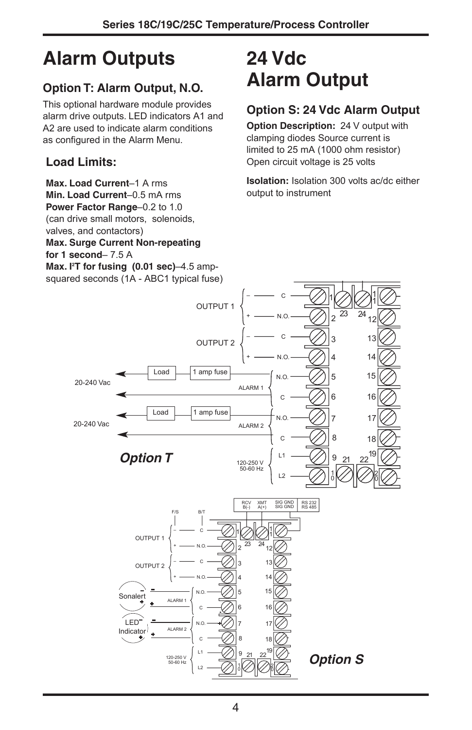# Alarm Outputs

## Option T: Alarm Output, N.O.

This optional hardware module provides alarm drive outputs. LED indicators A1 and A2 are used to indicate alarm conditions as configured in the Alarm Menu.

### Load Limits:

**Max. Load Current**–1 A rms
**Min. Load Current**–0.5 mA rms
**Power Factor Range**–0.2 to 1.0 (can drive small motors, solenoids, valves, and contactors)
**Max. Surge Current Non-repeating for 1 second**– 7.5 A
**Max. $I^2T$ for fusing (0.01 sec)**–4.5 amp-squared seconds (1A - ABC1 typical fuse)

# 24 Vdc Alarm Output

## Option S: 24 Vdc Alarm Output

**Option Description:** 24 V output with clamping diodes Source current is limited to 25 mA (1000 ohm resistor) Open circuit voltage is 25 volts

**Isolation:** Isolation 300 volts ac/dc either output to instrument

OUTPUT 1
OUTPUT 2
– C
+ N.O.
20-240 Vac
Load
1 amp fuse
ALARM 1
ALARM 2
N.O.
C
L1
L2
120-250 V 50-60 Hz
1 2 3 4 5 6 7 8 9 10 11 12 13 14 15 16 17 18 19 20 21 22 23 24

*Option T*

F/S
B/T
RCV B(-)
XMT A(+)
SIG GND SIG GND
RS 232 RS 485
OUTPUT 1
OUTPUT 2
Sonalert
LED Indicator
ALARM 1
ALARM 2
120-250 V 50-60 Hz

*Option S*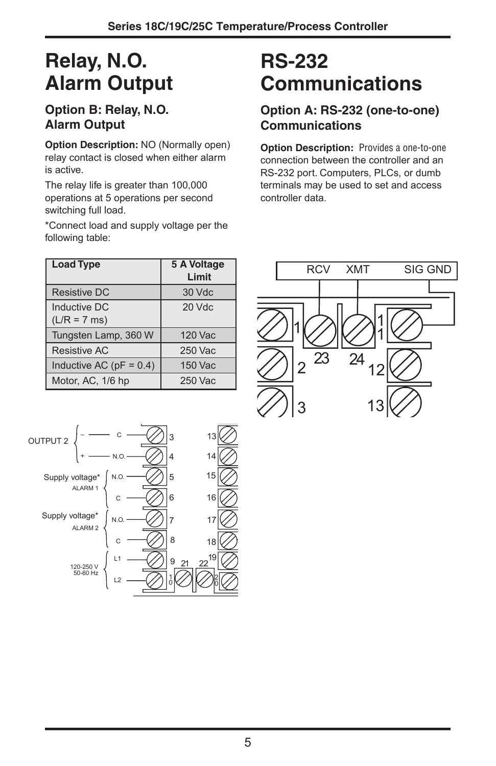# Relay, N.O. Alarm Output

## Option B: Relay, N.O. Alarm Output

**Option Description:** NO (Normally open) relay contact is closed when either alarm is active.

The relay life is greater than 100,000 operations at 5 operations per second switching full load.

*Connect load and supply voltage per the following table:

| Load Type | 5 A Voltage Limit |
|---|---|
| Resistive DC | 30 Vdc |
| Inductive DC (L/R = 7 ms) | 20 Vdc |
| Tungsten Lamp, 360 W | 120 Vac |
| Resistive AC | 250 Vac |
| Inductive AC (pF = 0.4) | 150 Vac |
| Motor, AC, 1/6 hp | 250 Vac |

OUTPUT 2
– C 3
\+ N.O. 4
Supply voltage* ALARM 1 N.O. 5
C 6
Supply voltage* ALARM 2 N.O. 7
C 8
120-250 V 50-60 Hz L1 9
L2 10
21 22
13 14 15 16 17 18 19 20

# RS-232 Communications

## Option A: RS-232 (one-to-one) Communications

**Option Description:** Provides a one-to-one connection between the controller and an RS-232 port. Computers, PLCs, or dumb terminals may be used to set and access controller data.

RCV XMT SIG GND
1 2 3 23 24 11 12 13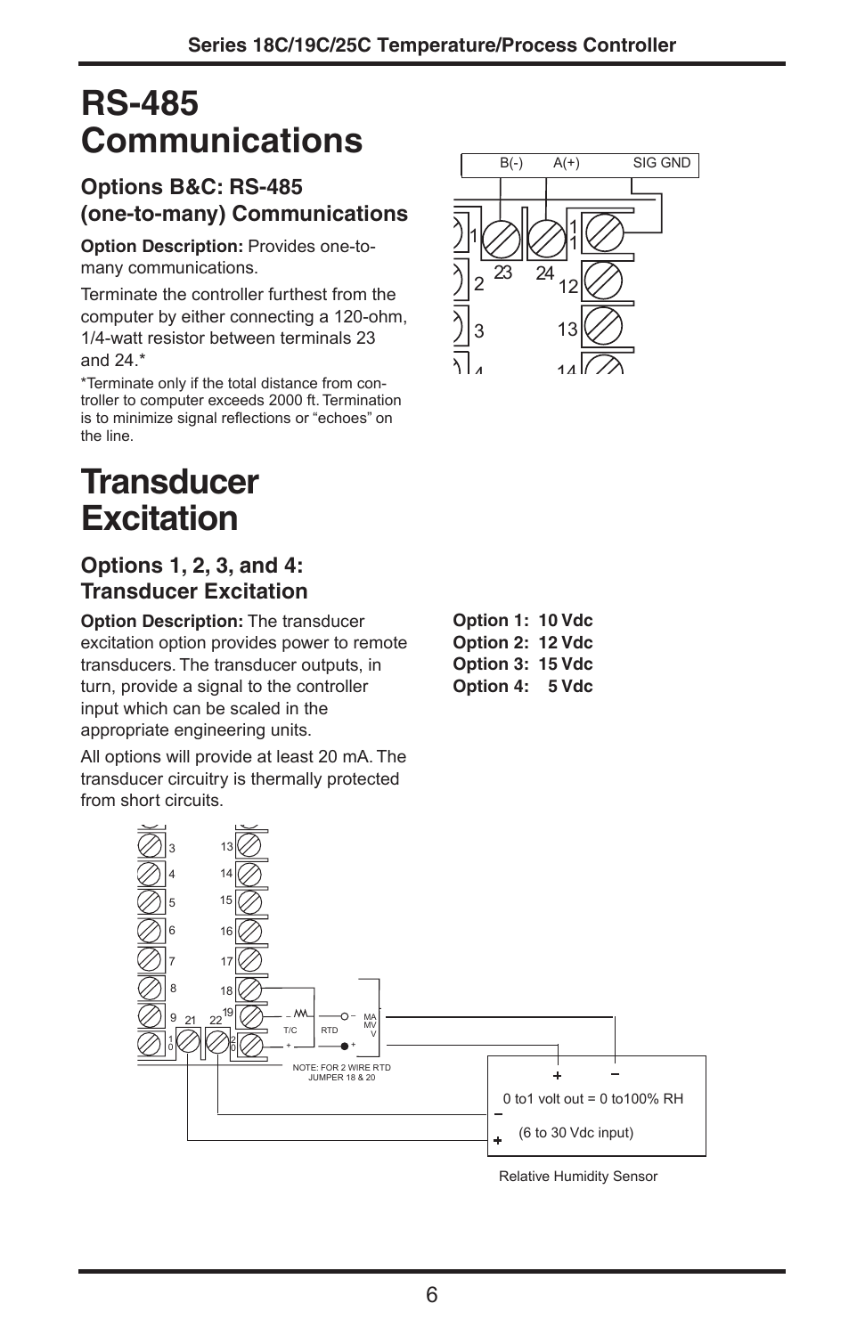# RS-485 Communications

## Options B&C: RS-485 (one-to-many) Communications

**Option Description:** Provides one-to-many communications.

Terminate the controller furthest from the computer by either connecting a 120-ohm, 1/4-watt resistor between terminals 23 and 24.*

*Terminate only if the total distance from controller to computer exceeds 2000 ft. Termination is to minimize signal reflections or "echoes" on the line.

B(-)
A(+)
SIG GND
1
23
24
11
2
12
3
13

# Transducer Excitation

## Options 1, 2, 3, and 4: Transducer Excitation

**Option Description:** The transducer excitation option provides power to remote transducers. The transducer outputs, in turn, provide a signal to the controller input which can be scaled in the appropriate engineering units.

All options will provide at least 20 mA. The transducer circuitry is thermally protected from short circuits.

**Option 1: 10 Vdc**
**Option 2: 12 Vdc**
**Option 3: 15 Vdc**
**Option 4: 5 Vdc**

3
4
5
6
7
8
9
10
21
22
13
14
15
16
17
18
19
20
T/C
RTD
MA
MV
V
NOTE: FOR 2 WIRE RTD JUMPER 18 & 20

0 to1 volt out = 0 to100% RH

(6 to 30 Vdc input)

Relative Humidity Sensor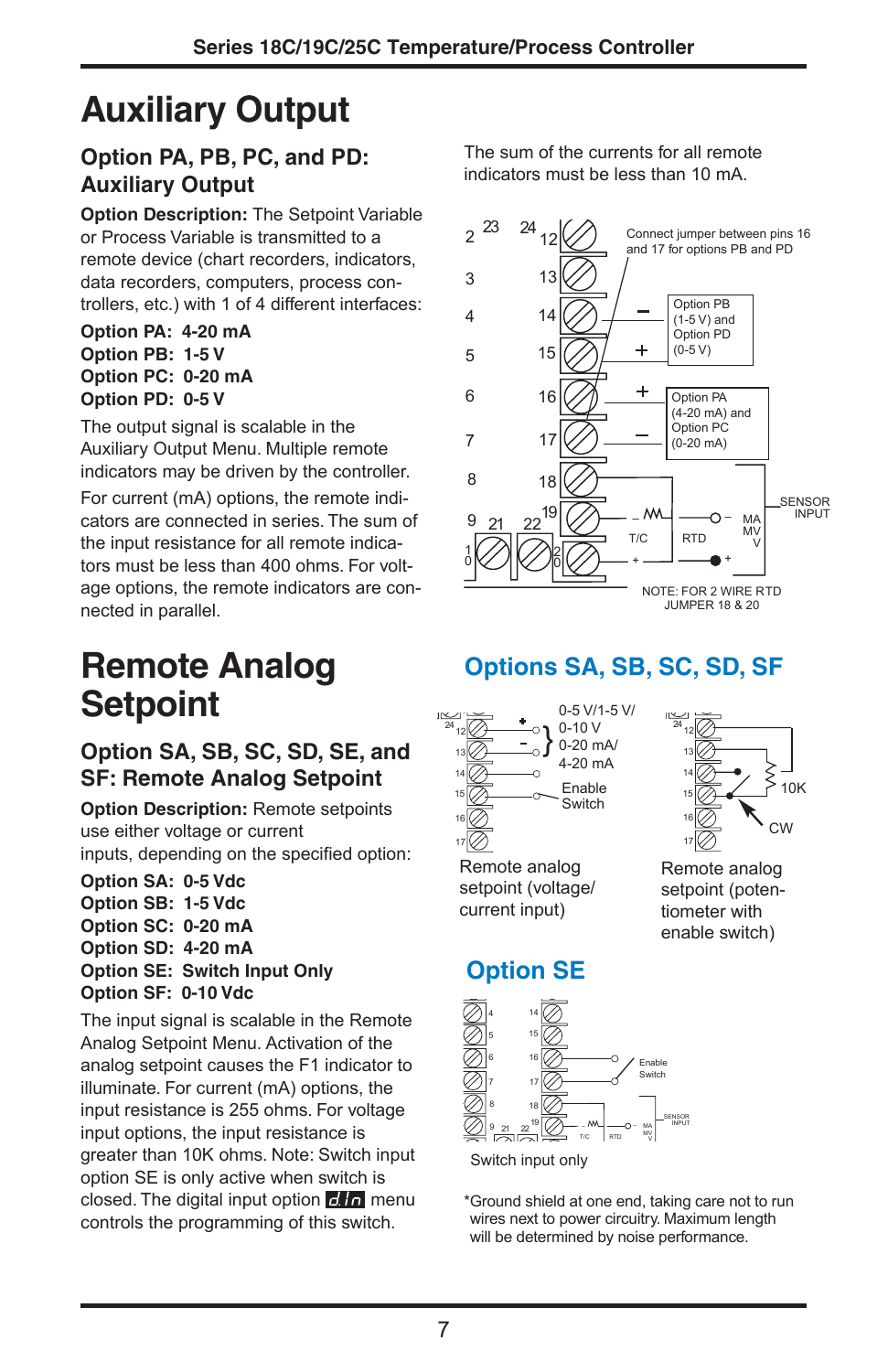# Auxiliary Output

## Option PA, PB, PC, and PD: Auxiliary Output

**Option Description:** The Setpoint Variable or Process Variable is transmitted to a remote device (chart recorders, indicators, data recorders, computers, process controllers, etc.) with 1 of 4 different interfaces:

**Option PA: 4-20 mA**
**Option PB: 1-5 V**
**Option PC: 0-20 mA**
**Option PD: 0-5 V**

The output signal is scalable in the Auxiliary Output Menu. Multiple remote indicators may be driven by the controller.

For current (mA) options, the remote indicators are connected in series. The sum of the input resistance for all remote indicators must be less than 400 ohms. For voltage options, the remote indicators are connected in parallel.

The sum of the currents for all remote indicators must be less than 10 mA.

Connect jumper between pins 16 and 17 for options PB and PD

Option PB (1-5 V) and Option PD (0-5 V)

Option PA (4-20 mA) and Option PC (0-20 mA)

SENSOR INPUT

T/C RTD MA MV V

NOTE: FOR 2 WIRE RTD JUMPER 18 & 20

# Remote Analog Setpoint

## Option SA, SB, SC, SD, SE, and SF: Remote Analog Setpoint

**Option Description:** Remote setpoints use either voltage or current inputs, depending on the specified option:

**Option SA: 0-5 Vdc**
**Option SB: 1-5 Vdc**
**Option SC: 0-20 mA**
**Option SD: 4-20 mA**
**Option SE: Switch Input Only**
**Option SF: 0-10 Vdc**

The input signal is scalable in the Remote Analog Setpoint Menu. Activation of the analog setpoint causes the F1 indicator to illuminate. For current (mA) options, the input resistance is 255 ohms. For voltage input options, the input resistance is greater than 10K ohms. Note: Switch input option SE is only active when switch is closed. The digital input option dIn menu controls the programming of this switch.

## Options SA, SB, SC, SD, SF

0-5 V/1-5 V/ 0-10 V 0-20 mA/ 4-20 mA

Enable Switch

Remote analog setpoint (voltage/ current input)

10K CW

Remote analog setpoint (potentiometer with enable switch)

## Option SE

Enable Switch

SENSOR INPUT

Switch input only

*Ground shield at one end, taking care not to run wires next to power circuitry. Maximum length will be determined by noise performance.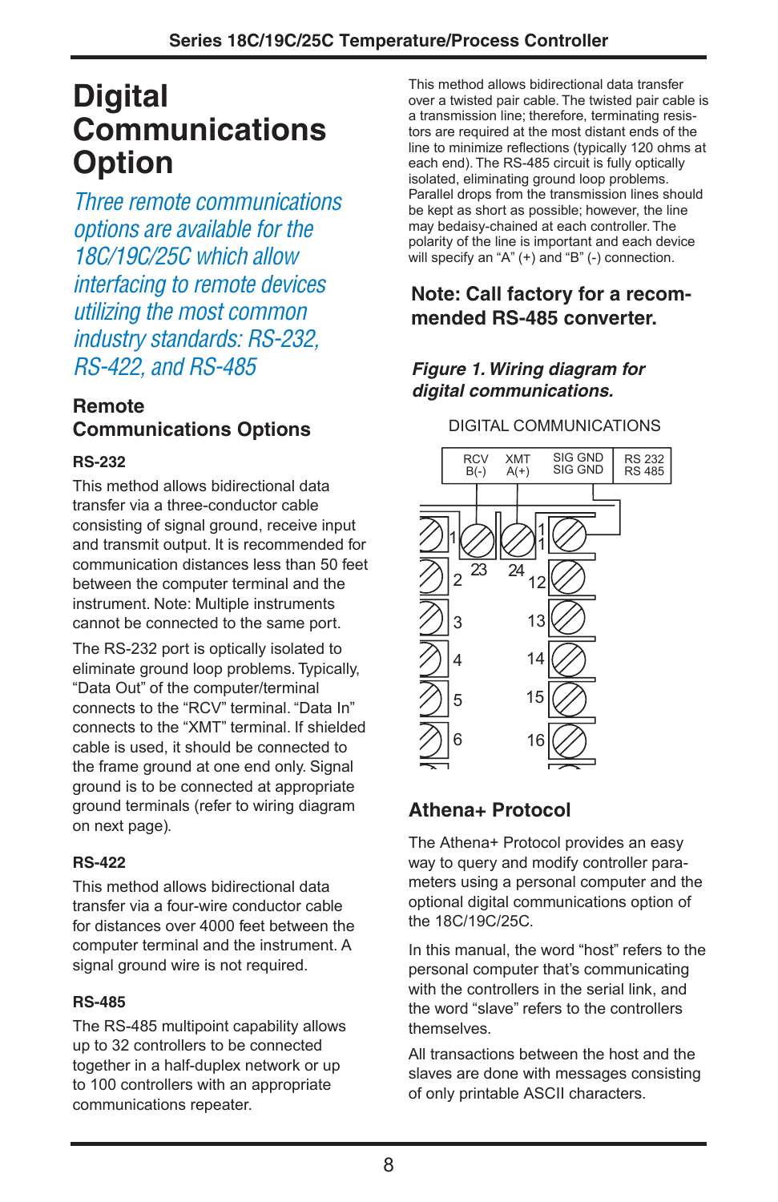# Digital Communications Option

*Three remote communications options are available for the 18C/19C/25C which allow interfacing to remote devices utilizing the most common industry standards: RS-232, RS-422, and RS-485*

## Remote Communications Options

### RS-232

This method allows bidirectional data transfer via a three-conductor cable consisting of signal ground, receive input and transmit output. It is recommended for communication distances less than 50 feet between the computer terminal and the instrument. Note: Multiple instruments cannot be connected to the same port.

The RS-232 port is optically isolated to eliminate ground loop problems. Typically, "Data Out" of the computer/terminal connects to the "RCV" terminal. "Data In" connects to the "XMT" terminal. If shielded cable is used, it should be connected to the frame ground at one end only. Signal ground is to be connected at appropriate ground terminals (refer to wiring diagram on next page).

### RS-422

This method allows bidirectional data transfer via a four-wire conductor cable for distances over 4000 feet between the computer terminal and the instrument. A signal ground wire is not required.

### RS-485

The RS-485 multipoint capability allows up to 32 controllers to be connected together in a half-duplex network or up to 100 controllers with an appropriate communications repeater.

This method allows bidirectional data transfer over a twisted pair cable. The twisted pair cable is a transmission line; therefore, terminating resistors are required at the most distant ends of the line to minimize reflections (typically 120 ohms at each end). The RS-485 circuit is fully optically isolated, eliminating ground loop problems. Parallel drops from the transmission lines should be kept as short as possible; however, the line may bedaisy-chained at each controller. The polarity of the line is important and each device will specify an "A" (+) and "B" (-) connection.

**Note: Call factory for a recommended RS-485 converter.**

***Figure 1. Wiring diagram for digital communications.***

DIGITAL COMMUNICATIONS

RCV B(-)
XMT A(+)
SIG GND SIG GND
RS 232 RS 485

1 23 24 11
2 12
3 13
4 14
5 15
6 16

## Athena+ Protocol

The Athena+ Protocol provides an easy way to query and modify controller parameters using a personal computer and the optional digital communications option of the 18C/19C/25C.

In this manual, the word "host" refers to the personal computer that's communicating with the controllers in the serial link, and the word "slave" refers to the controllers themselves.

All transactions between the host and the slaves are done with messages consisting of only printable ASCII characters.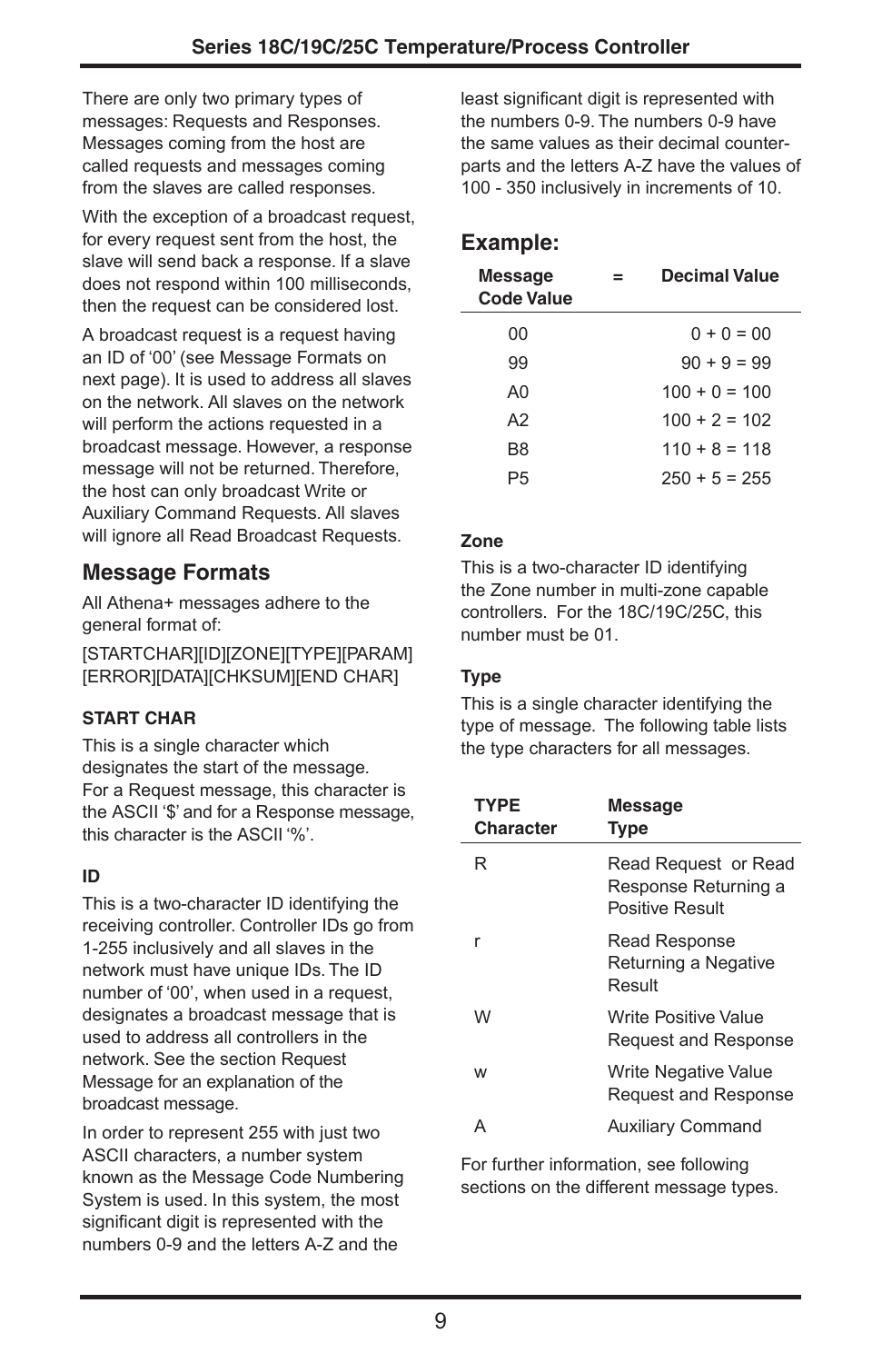There are only two primary types of messages: Requests and Responses. Messages coming from the host are called requests and messages coming from the slaves are called responses.

With the exception of a broadcast request, for every request sent from the host, the slave will send back a response. If a slave does not respond within 100 milliseconds, then the request can be considered lost.

A broadcast request is a request having an ID of '00' (see Message Formats on next page). It is used to address all slaves on the network. All slaves on the network will perform the actions requested in a broadcast message. However, a response message will not be returned. Therefore, the host can only broadcast Write or Auxiliary Command Requests. All slaves will ignore all Read Broadcast Requests.

## Message Formats

All Athena+ messages adhere to the general format of:

[STARTCHAR][ID][ZONE][TYPE][PARAM][ERROR][DATA][CHKSUM][END CHAR]

#### START CHAR

This is a single character which designates the start of the message. For a Request message, this character is the ASCII '$' and for a Response message, this character is the ASCII '%'.

#### ID

This is a two-character ID identifying the receiving controller. Controller IDs go from 1-255 inclusively and all slaves in the network must have unique IDs. The ID number of '00', when used in a request, designates a broadcast message that is used to address all controllers in the network. See the section Request Message for an explanation of the broadcast message.

In order to represent 255 with just two ASCII characters, a number system known as the Message Code Numbering System is used. In this system, the most significant digit is represented with the numbers 0-9 and the letters A-Z and the least significant digit is represented with the numbers 0-9. The numbers 0-9 have the same values as their decimal counterparts and the letters A-Z have the values of 100 - 350 inclusively in increments of 10.

## Example:

| Message Code Value | = | Decimal Value |
|---|---|---|
| 00 | | 0 + 0 = 00 |
| 99 | | 90 + 9 = 99 |
| A0 | | 100 + 0 = 100 |
| A2 | | 100 + 2 = 102 |
| B8 | | 110 + 8 = 118 |
| P5 | | 250 + 5 = 255 |

#### Zone

This is a two-character ID identifying the Zone number in multi-zone capable controllers. For the 18C/19C/25C, this number must be 01.

#### Type

This is a single character identifying the type of message. The following table lists the type characters for all messages.

| TYPE Character | Message Type |
|---|---|
| R | Read Request or Read Response Returning a Positive Result |
| r | Read Response Returning a Negative Result |
| W | Write Positive Value Request and Response |
| w | Write Negative Value Request and Response |
| A | Auxiliary Command |

For further information, see following sections on the different message types.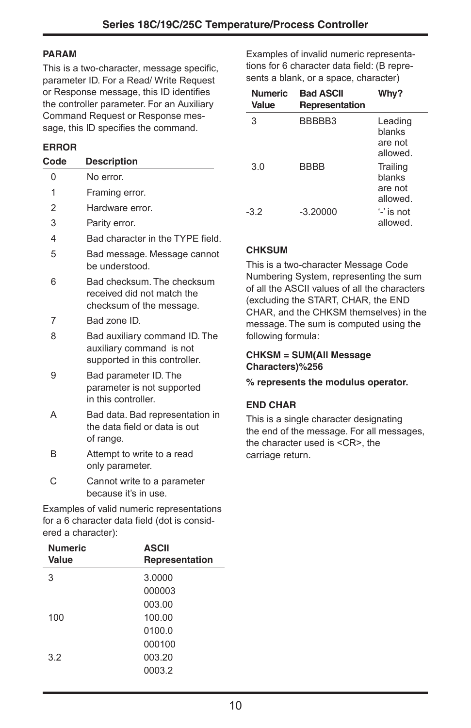**PARAM**

This is a two-character, message specific, parameter ID. For a Read/ Write Request or Response message, this ID identifies the controller parameter. For an Auxiliary Command Request or Response message, this ID specifies the command.

**ERROR**

| Code | Description |
|---|---|
| 0 | No error. |
| 1 | Framing error. |
| 2 | Hardware error. |
| 3 | Parity error. |
| 4 | Bad character in the TYPE field. |
| 5 | Bad message. Message cannot be understood. |
| 6 | Bad checksum. The checksum received did not match the checksum of the message. |
| 7 | Bad zone ID. |
| 8 | Bad auxiliary command ID. The auxiliary command is not supported in this controller. |
| 9 | Bad parameter ID. The parameter is not supported in this controller. |
| A | Bad data. Bad representation in the data field or data is out of range. |
| B | Attempt to write to a read only parameter. |
| C | Cannot write to a parameter because it's in use. |

Examples of valid numeric representations for a 6 character data field (dot is considered a character):

| Numeric Value | ASCII Representation |
|---|---|
| 3 | 3.0000 |
| | 000003 |
| | 003.00 |
| 100 | 100.00 |
| | 0100.0 |
| | 000100 |
| 3.2 | 003.20 |
| | 0003.2 |

Examples of invalid numeric representations for 6 character data field: (B represents a blank, or a space, character)

| Numeric Value | Bad ASCII Representation | Why? |
|---|---|---|
| 3 | BBBBB3 | Leading blanks are not allowed. |
| 3.0 | BBBB | Trailing blanks are not allowed. |
| -3.2 | -3.20000 | '-' is not allowed. |

**CHKSUM**

This is a two-character Message Code Numbering System, representing the sum of all the ASCII values of all the characters (excluding the START, CHAR, the END CHAR, and the CHKSM themselves) in the message. The sum is computed using the following formula:

**CHKSM = SUM(All Message Characters)%256**

**% represents the modulus operator.**

**END CHAR**

This is a single character designating the end of the message. For all messages, the character used is <CR>, the carriage return.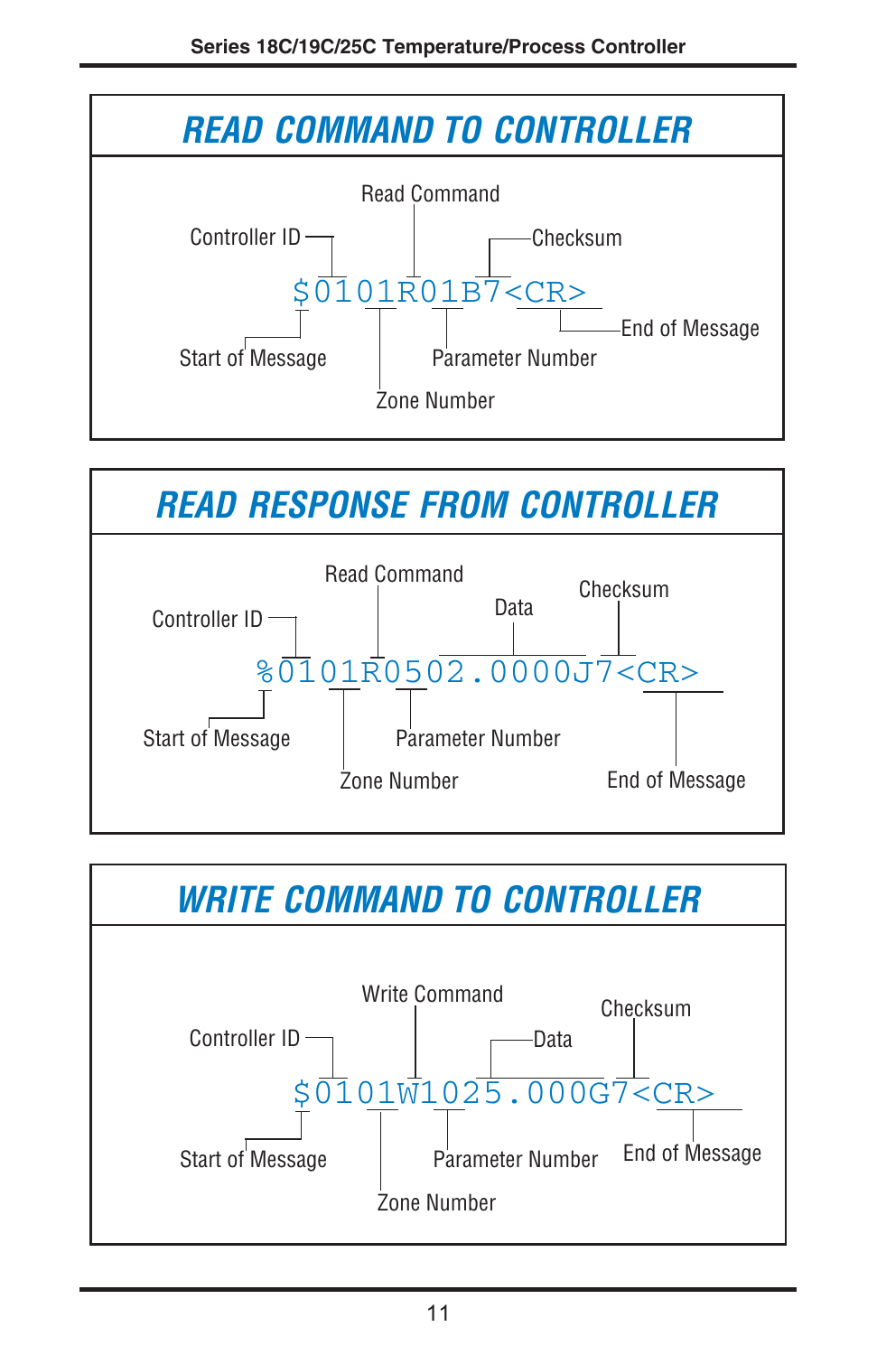## READ COMMAND TO CONTROLLER

Read Command

Controller ID

Checksum

```
$0101R01B7<CR>
```

End of Message

Start of Message

Parameter Number

Zone Number

## READ RESPONSE FROM CONTROLLER

Read Command

Checksum

Data

Controller ID

```
%0101R0502.0000J7<CR>
```

Start of Message

Parameter Number

Zone Number

End of Message

## WRITE COMMAND TO CONTROLLER

Write Command

Checksum

Controller ID

Data

```
$0101W1025.000G7<CR>
```

Start of Message

Parameter Number

End of Message

Zone Number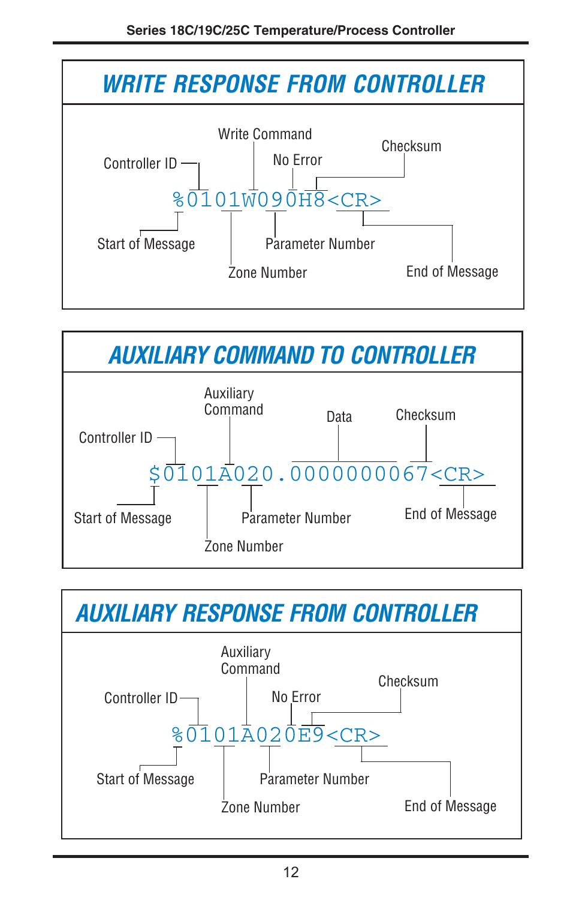## WRITE RESPONSE FROM CONTROLLER

```
%0101W090H8<CR>
```

- Start of Message: `%`
- Controller ID: `01`
- Zone Number: `01`
- Write Command: `W`
- Parameter Number: `09`
- No Error: `0`
- Checksum: `H8`
- End of Message: `<CR>`

## AUXILIARY COMMAND TO CONTROLLER

```
$0101A020.0000000067<CR>
```

- Start of Message: `$`
- Controller ID: `01`
- Zone Number: `01`
- Auxiliary Command: `A`
- Parameter Number: `02`
- Data: `0.00000000`
- Checksum: `67`
- End of Message: `<CR>`

## AUXILIARY RESPONSE FROM CONTROLLER

```
%0101A020E9<CR>
```

- Start of Message: `%`
- Controller ID: `01`
- Zone Number: `01`
- Auxiliary Command: `A`
- Parameter Number: `02`
- No Error: `0`
- Checksum: `E9`
- End of Message: `<CR>`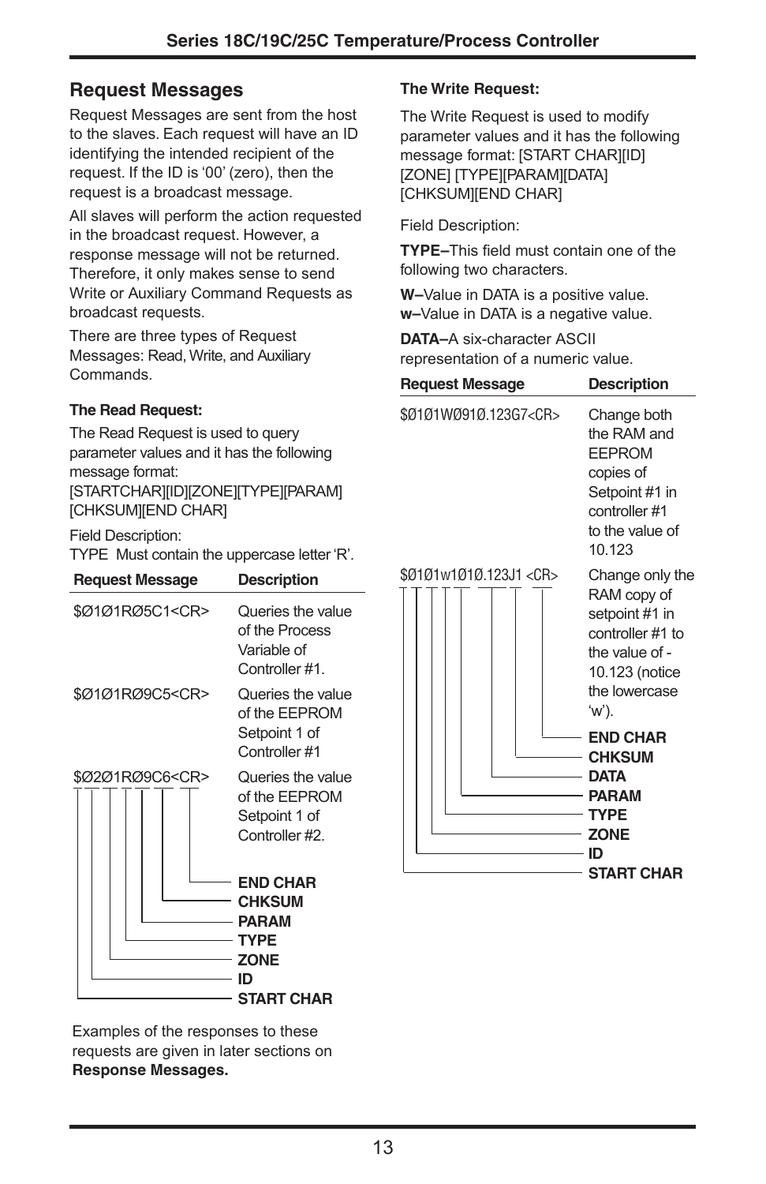## Request Messages

Request Messages are sent from the host to the slaves. Each request will have an ID identifying the intended recipient of the request. If the ID is '00' (zero), then the request is a broadcast message.

All slaves will perform the action requested in the broadcast request. However, a response message will not be returned. Therefore, it only makes sense to send Write or Auxiliary Command Requests as broadcast requests.

There are three types of Request Messages: Read, Write, and Auxiliary Commands.

**The Read Request:**

The Read Request is used to query parameter values and it has the following message format: [STARTCHAR][ID][ZONE][TYPE][PARAM][CHKSUM][END CHAR]

Field Description:
TYPE  Must contain the uppercase letter 'R'.

| Request Message | Description |
|---|---|
| $Ø1Ø1RØ5C1<CR> | Queries the value of the Process Variable of Controller #1. |
| $Ø1Ø1RØ9C5<CR> | Queries the value of the EEPROM Setpoint 1 of Controller #1 |
| $Ø2Ø1RØ9C6<CR> | Queries the value of the EEPROM Setpoint 1 of Controller #2. |

**END CHAR**
**CHKSUM**
**PARAM**
**TYPE**
**ZONE**
**ID**
**START CHAR**

Examples of the responses to these requests are given in later sections on **Response Messages.**

**The Write Request:**

The Write Request is used to modify parameter values and it has the following message format: [START CHAR][ID][ZONE] [TYPE][PARAM][DATA][CHKSUM][END CHAR]

Field Description:

**TYPE–**This field must contain one of the following two characters.

**W–**Value in DATA is a positive value.
**w–**Value in DATA is a negative value.

**DATA–**A six-character ASCII representation of a numeric value.

| Request Message | Description |
|---|---|
| $Ø1Ø1WØ91Ø.123G7<CR> | Change both the RAM and EEPROM copies of Setpoint #1 in controller #1 to the value of 10.123 |
| $Ø1Ø1w1Ø1Ø.123J1 <CR> | Change only the RAM copy of setpoint #1 in controller #1 to the value of -10.123 (notice the lowercase 'w'). |

**END CHAR**
**CHKSUM**
**DATA**
**PARAM**
**TYPE**
**ZONE**
**ID**
**START CHAR**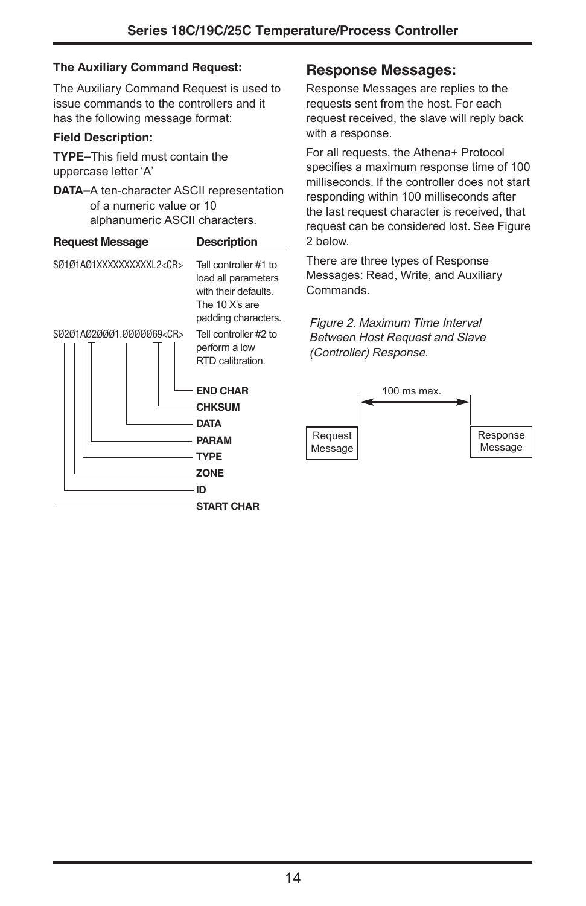**The Auxiliary Command Request:**

The Auxiliary Command Request is used to issue commands to the controllers and it has the following message format:

**Field Description:**

**TYPE–**This field must contain the uppercase letter 'A'

**DATA–**A ten-character ASCII representation of a numeric value or 10 alphanumeric ASCII characters.

| Request Message | Description |
|---|---|
| $Ø1Ø1AØ1XXXXXXXXXXL2<CR> | Tell controller #1 to load all parameters with their defaults. The 10 X's are padding characters. |
| $Ø2Ø1AØ2ØØØ1.ØØØØ69<CR> | Tell controller #2 to perform a low RTD calibration. |

END CHAR
CHKSUM
DATA
PARAM
TYPE
ZONE
ID
START CHAR

## Response Messages:

Response Messages are replies to the requests sent from the host. For each request received, the slave will reply back with a response.

For all requests, the Athena+ Protocol specifies a maximum response time of 100 milliseconds. If the controller does not start responding within 100 milliseconds after the last request character is received, that request can be considered lost. See Figure 2 below.

There are three types of Response Messages: Read, Write, and Auxiliary Commands.

*Figure 2. Maximum Time Interval Between Host Request and Slave (Controller) Response.*

100 ms max.

Request Message

Response Message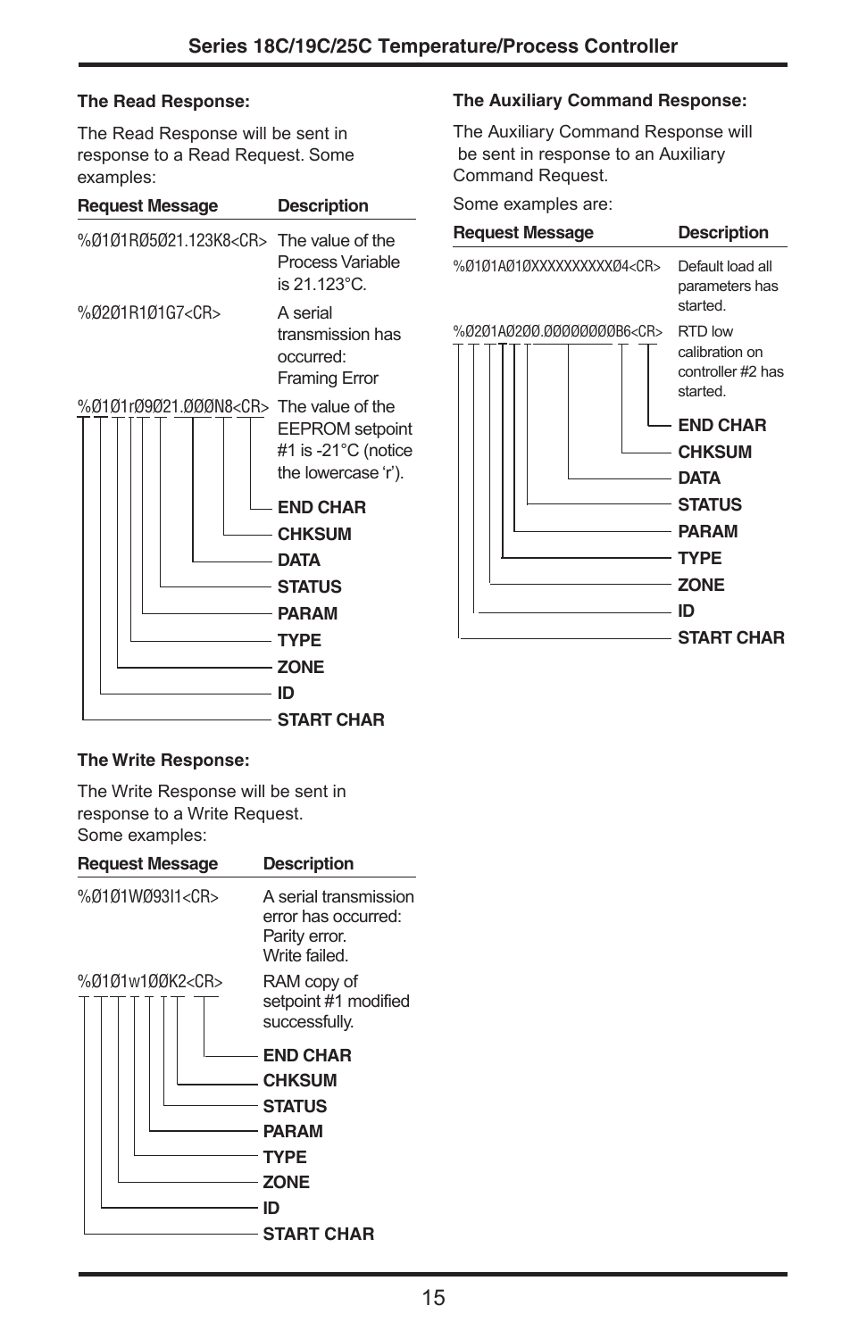## The Read Response:

The Read Response will be sent in response to a Read Request. Some examples:

| Request Message | Description |
|---|---|
| %Ø1Ø1RØ5Ø21.123K8<CR> | The value of the Process Variable is 21.123°C. |
| %Ø2Ø1R1Ø1G7<CR> | A serial transmission has occurred: Framing Error |
| %Ø1Ø1rØ9Ø21.ØØØN8<CR> | The value of the EEPROM setpoint #1 is -21°C (notice the lowercase ‘r’). |

END CHAR
CHKSUM
DATA
STATUS
PARAM
TYPE
ZONE
ID
START CHAR

## The Write Response:

The Write Response will be sent in response to a Write Request. Some examples:

| Request Message | Description |
|---|---|
| %Ø1Ø1WØ93I1<CR> | A serial transmission error has occurred: Parity error. Write failed. |
| %Ø1Ø1w1ØØK2<CR> | RAM copy of setpoint #1 modified successfully. |

END CHAR
CHKSUM
STATUS
PARAM
TYPE
ZONE
ID
START CHAR

## The Auxiliary Command Response:

The Auxiliary Command Response will be sent in response to an Auxiliary Command Request.

Some examples are:

| Request Message | Description |
|---|---|
| %Ø1Ø1AØ1ØXXXXXXXXXXØ4<CR> | Default load all parameters has started. |
| %Ø2Ø1AØ2ØØ.ØØØØØØØØB6<CR> | RTD low calibration on controller #2 has started. |

END CHAR
CHKSUM
DATA
STATUS
PARAM
TYPE
ZONE
ID
START CHAR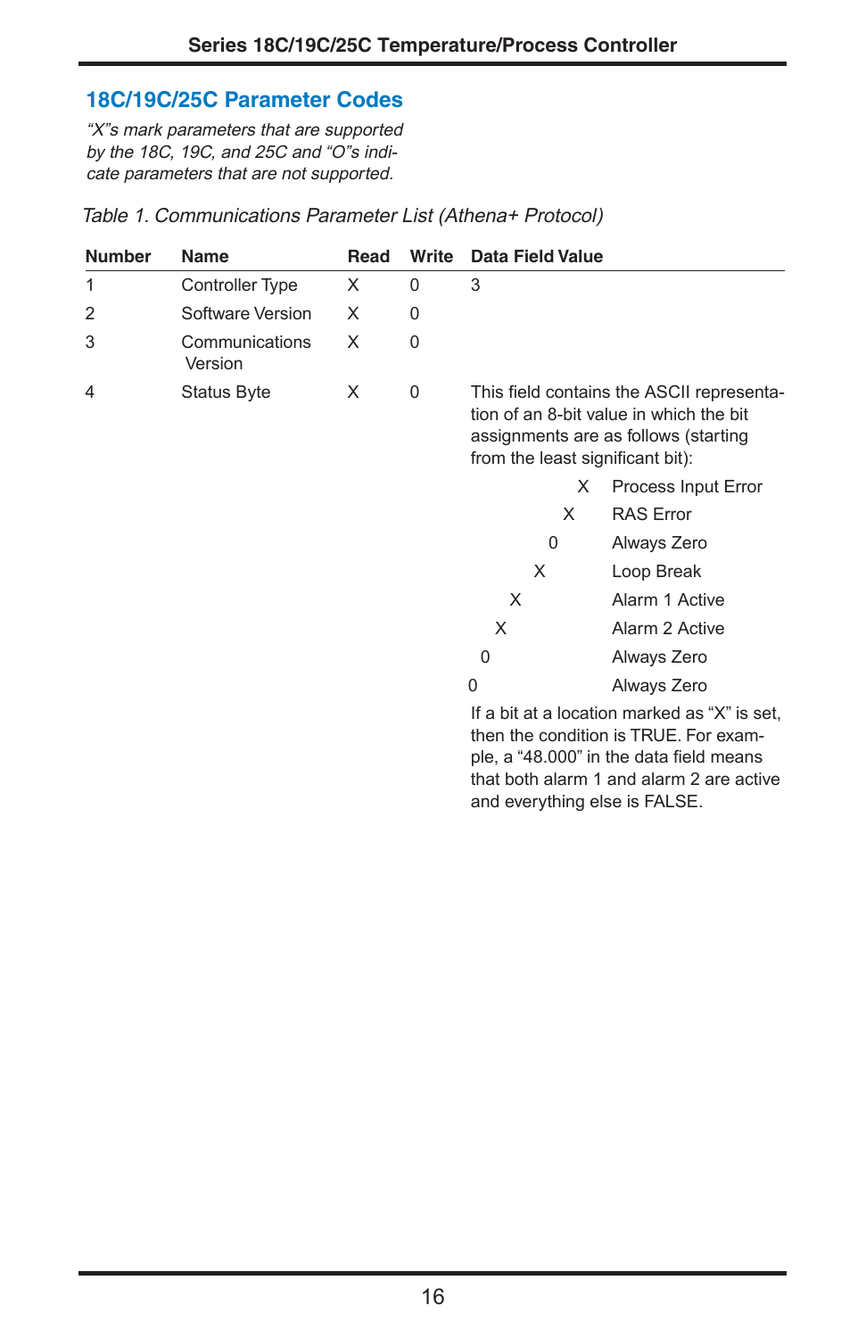## 18C/19C/25C Parameter Codes

*"X"s mark parameters that are supported by the 18C, 19C, and 25C and "O"s indicate parameters that are not supported.*

*Table 1. Communications Parameter List (Athena+ Protocol)*

| Number | Name | Read | Write | Data Field Value |
|---|---|---|---|---|
| 1 | Controller Type | X | 0 | 3 |
| 2 | Software Version | X | 0 | |
| 3 | Communications Version | X | 0 | |
| 4 | Status Byte | X | 0 | This field contains the ASCII representation of an 8-bit value in which the bit assignments are as follows (starting from the least significant bit): |

| | |
|---|---|
| X | Process Input Error |
| X | RAS Error |
| 0 | Always Zero |
| X | Loop Break |
| X | Alarm 1 Active |
| X | Alarm 2 Active |
| 0 | Always Zero |
| 0 | Always Zero |

If a bit at a location marked as "X" is set, then the condition is TRUE. For example, a "48.000" in the data field means that both alarm 1 and alarm 2 are active and everything else is FALSE.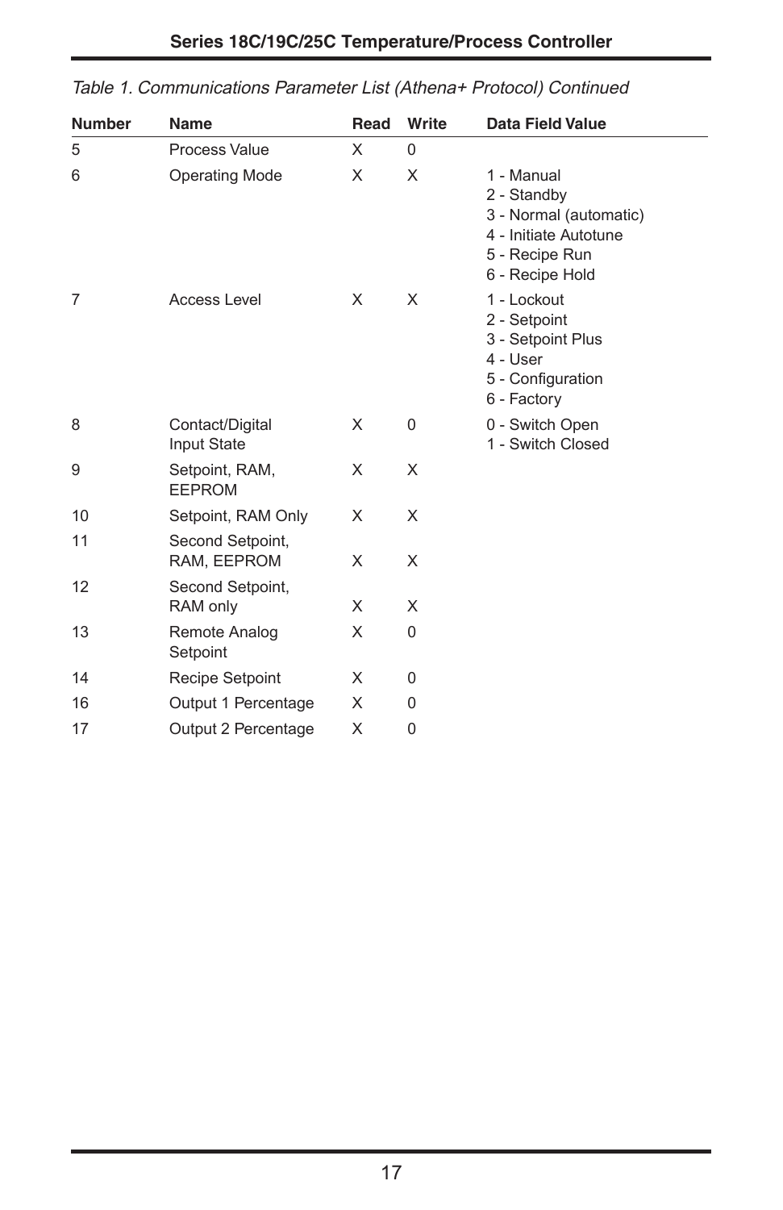*Table 1. Communications Parameter List (Athena+ Protocol) Continued*

| Number | Name | Read | Write | Data Field Value |
|---|---|---|---|---|
| 5 | Process Value | X | 0 | |
| 6 | Operating Mode | X | X | 1 - Manual<br>2 - Standby<br>3 - Normal (automatic)<br>4 - Initiate Autotune<br>5 - Recipe Run<br>6 - Recipe Hold |
| 7 | Access Level | X | X | 1 - Lockout<br>2 - Setpoint<br>3 - Setpoint Plus<br>4 - User<br>5 - Configuration<br>6 - Factory |
| 8 | Contact/Digital Input State | X | 0 | 0 - Switch Open<br>1 - Switch Closed |
| 9 | Setpoint, RAM, EEPROM | X | X | |
| 10 | Setpoint, RAM Only | X | X | |
| 11 | Second Setpoint, RAM, EEPROM | X | X | |
| 12 | Second Setpoint, RAM only | X | X | |
| 13 | Remote Analog Setpoint | X | 0 | |
| 14 | Recipe Setpoint | X | 0 | |
| 16 | Output 1 Percentage | X | 0 | |
| 17 | Output 2 Percentage | X | 0 | |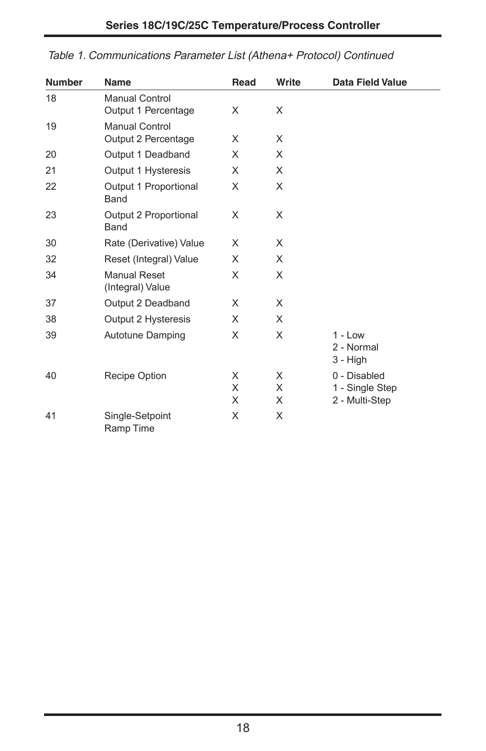*Table 1. Communications Parameter List (Athena+ Protocol) Continued*

| Number | Name | Read | Write | Data Field Value |
|---|---|---|---|---|
| 18 | Manual Control Output 1 Percentage | X | X | |
| 19 | Manual Control Output 2 Percentage | X | X | |
| 20 | Output 1 Deadband | X | X | |
| 21 | Output 1 Hysteresis | X | X | |
| 22 | Output 1 Proportional Band | X | X | |
| 23 | Output 2 Proportional Band | X | X | |
| 30 | Rate (Derivative) Value | X | X | |
| 32 | Reset (Integral) Value | X | X | |
| 34 | Manual Reset (Integral) Value | X | X | |
| 37 | Output 2 Deadband | X | X | |
| 38 | Output 2 Hysteresis | X | X | |
| 39 | Autotune Damping | X | X | 1 - Low<br>2 - Normal<br>3 - High |
| 40 | Recipe Option | X<br>X<br>X | X<br>X<br>X | 0 - Disabled<br>1 - Single Step<br>2 - Multi-Step |
| 41 | Single-Setpoint Ramp Time | X | X | |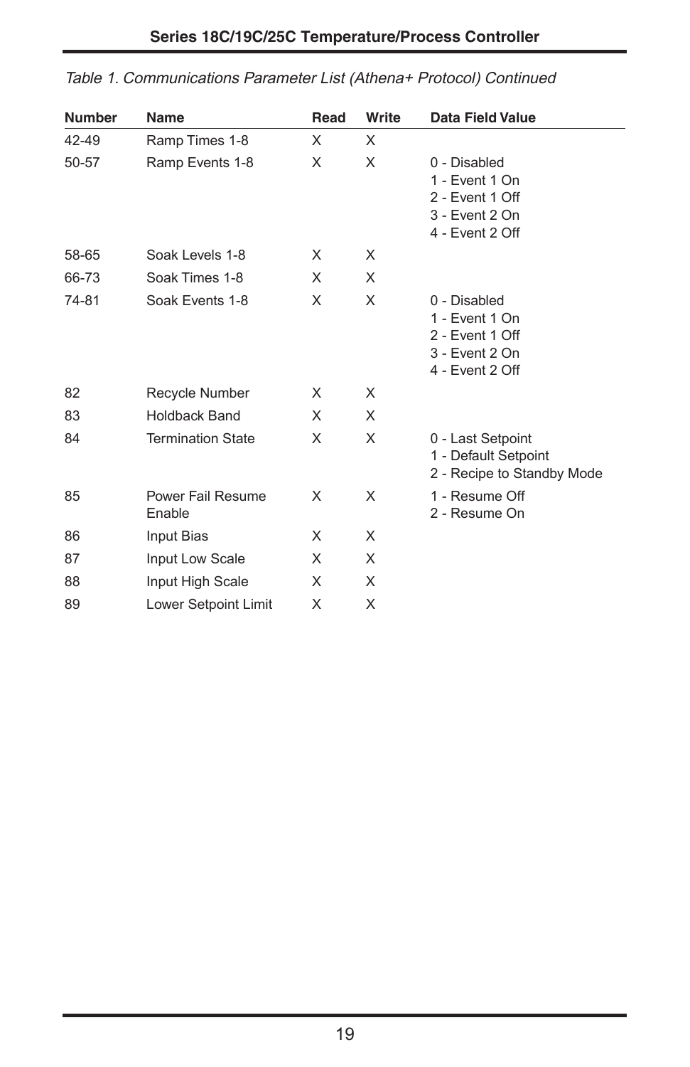*Table 1. Communications Parameter List (Athena+ Protocol) Continued*

| Number | Name | Read | Write | Data Field Value |
|---|---|---|---|---|
| 42-49 | Ramp Times 1-8 | X | X | |
| 50-57 | Ramp Events 1-8 | X | X | 0 - Disabled<br>1 - Event 1 On<br>2 - Event 1 Off<br>3 - Event 2 On<br>4 - Event 2 Off |
| 58-65 | Soak Levels 1-8 | X | X | |
| 66-73 | Soak Times 1-8 | X | X | |
| 74-81 | Soak Events 1-8 | X | X | 0 - Disabled<br>1 - Event 1 On<br>2 - Event 1 Off<br>3 - Event 2 On<br>4 - Event 2 Off |
| 82 | Recycle Number | X | X | |
| 83 | Holdback Band | X | X | |
| 84 | Termination State | X | X | 0 - Last Setpoint<br>1 - Default Setpoint<br>2 - Recipe to Standby Mode |
| 85 | Power Fail Resume Enable | X | X | 1 - Resume Off<br>2 - Resume On |
| 86 | Input Bias | X | X | |
| 87 | Input Low Scale | X | X | |
| 88 | Input High Scale | X | X | |
| 89 | Lower Setpoint Limit | X | X | |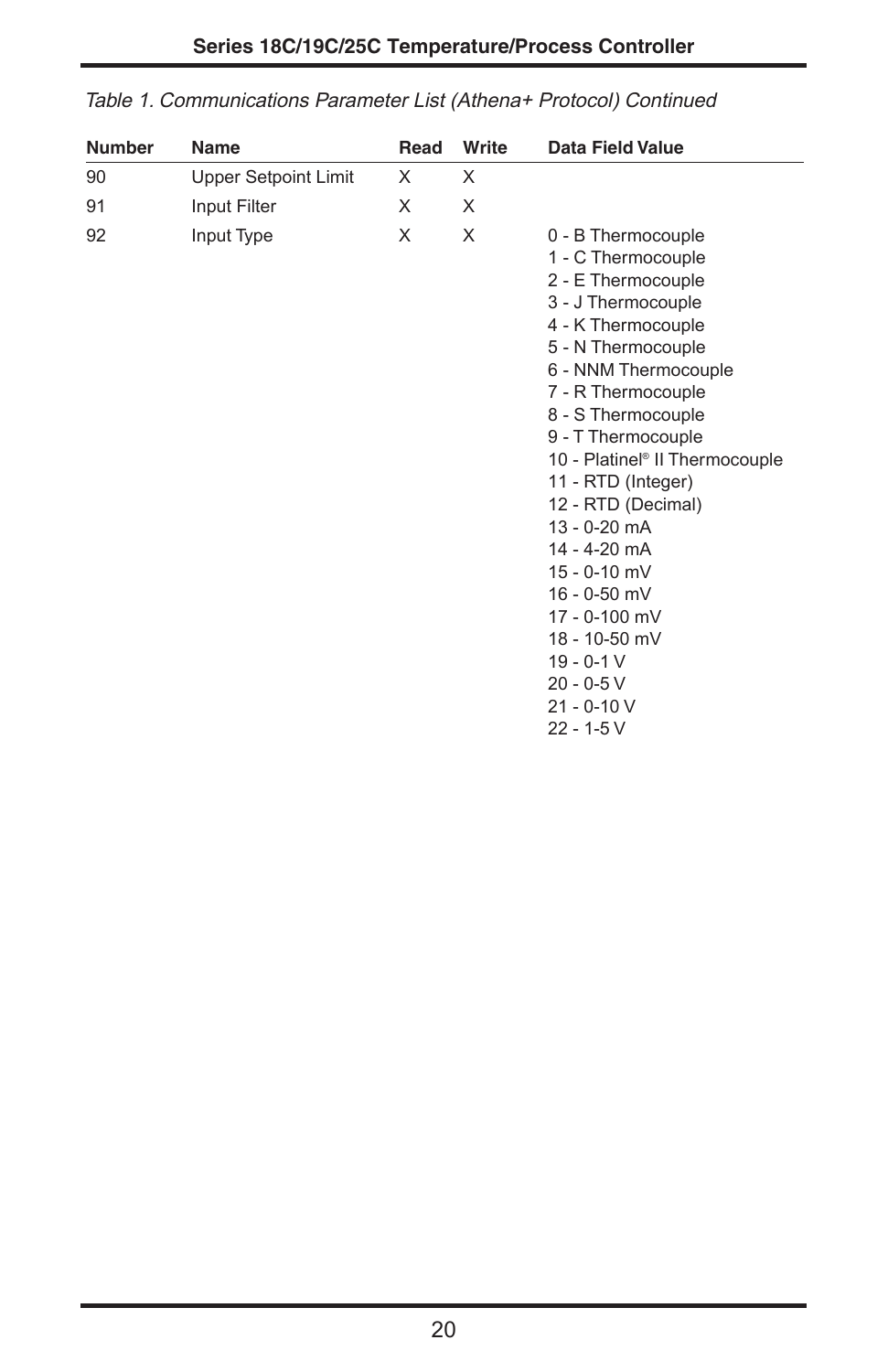*Table 1. Communications Parameter List (Athena+ Protocol) Continued*

| Number | Name | Read | Write | Data Field Value |
|---|---|---|---|---|
| 90 | Upper Setpoint Limit | X | X | |
| 91 | Input Filter | X | X | |
| 92 | Input Type | X | X | 0 - B Thermocouple<br>1 - C Thermocouple<br>2 - E Thermocouple<br>3 - J Thermocouple<br>4 - K Thermocouple<br>5 - N Thermocouple<br>6 - NNM Thermocouple<br>7 - R Thermocouple<br>8 - S Thermocouple<br>9 - T Thermocouple<br>10 - Platinel® II Thermocouple<br>11 - RTD (Integer)<br>12 - RTD (Decimal)<br>13 - 0-20 mA<br>14 - 4-20 mA<br>15 - 0-10 mV<br>16 - 0-50 mV<br>17 - 0-100 mV<br>18 - 10-50 mV<br>19 - 0-1 V<br>20 - 0-5 V<br>21 - 0-10 V<br>22 - 1-5 V |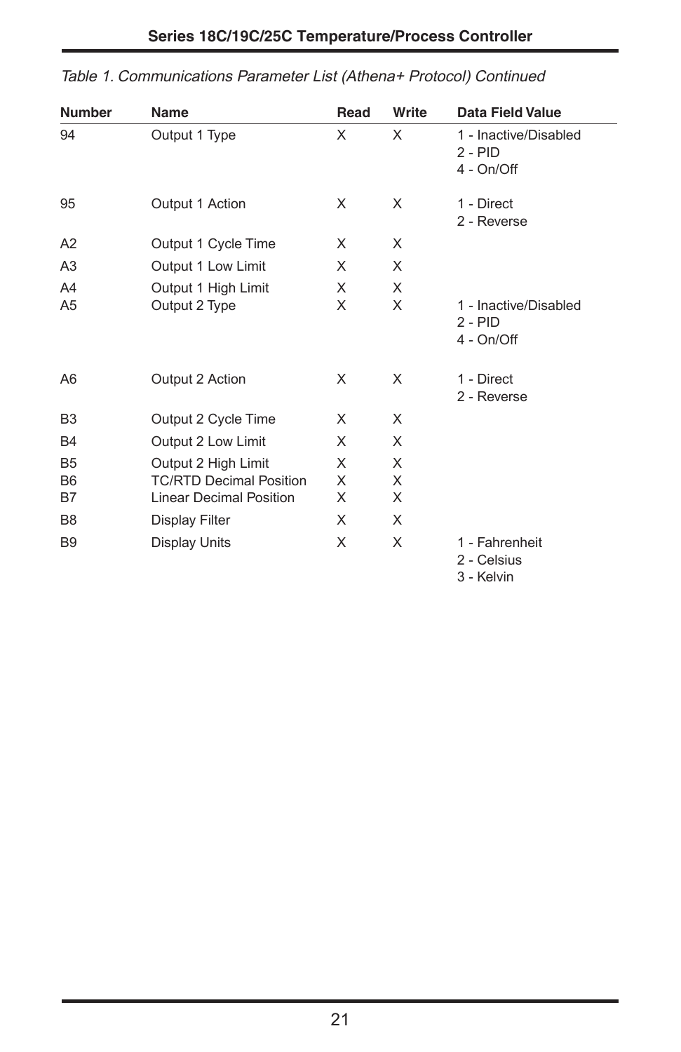*Table 1. Communications Parameter List (Athena+ Protocol) Continued*

| Number | Name | Read | Write | Data Field Value |
|---|---|---|---|---|
| 94 | Output 1 Type | X | X | 1 - Inactive/Disabled<br>2 - PID<br>4 - On/Off |
| 95 | Output 1 Action | X | X | 1 - Direct<br>2 - Reverse |
| A2 | Output 1 Cycle Time | X | X | |
| A3 | Output 1 Low Limit | X | X | |
| A4 | Output 1 High Limit | X | X | |
| A5 | Output 2 Type | X | X | 1 - Inactive/Disabled<br>2 - PID<br>4 - On/Off |
| A6 | Output 2 Action | X | X | 1 - Direct<br>2 - Reverse |
| B3 | Output 2 Cycle Time | X | X | |
| B4 | Output 2 Low Limit | X | X | |
| B5 | Output 2 High Limit | X | X | |
| B6 | TC/RTD Decimal Position | X | X | |
| B7 | Linear Decimal Position | X | X | |
| B8 | Display Filter | X | X | |
| B9 | Display Units | X | X | 1 - Fahrenheit<br>2 - Celsius<br>3 - Kelvin |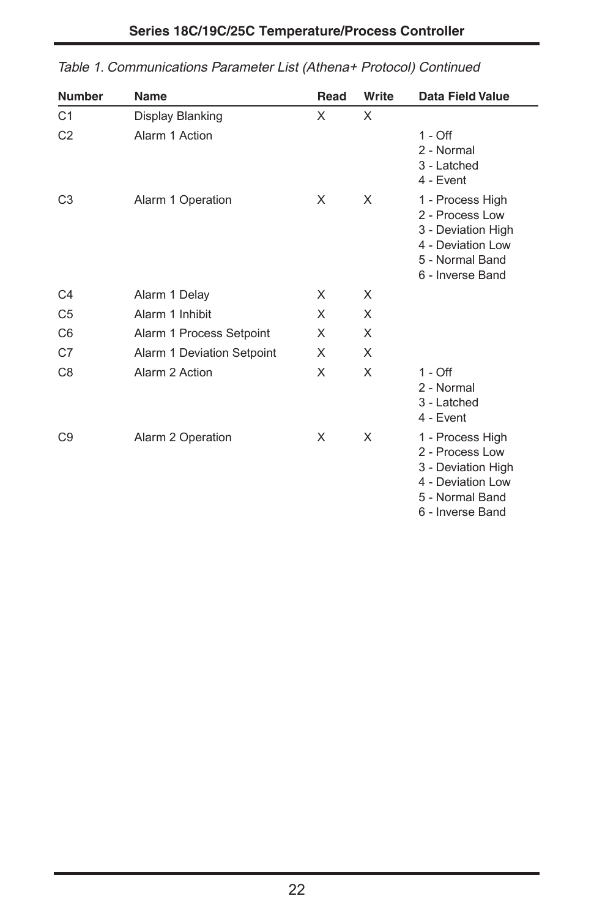*Table 1. Communications Parameter List (Athena+ Protocol) Continued*

| Number | Name | Read | Write | Data Field Value |
|---|---|---|---|---|
| C1 | Display Blanking | X | X | |
| C2 | Alarm 1 Action | | | 1 - Off<br>2 - Normal<br>3 - Latched<br>4 - Event |
| C3 | Alarm 1 Operation | X | X | 1 - Process High<br>2 - Process Low<br>3 - Deviation High<br>4 - Deviation Low<br>5 - Normal Band<br>6 - Inverse Band |
| C4 | Alarm 1 Delay | X | X | |
| C5 | Alarm 1 Inhibit | X | X | |
| C6 | Alarm 1 Process Setpoint | X | X | |
| C7 | Alarm 1 Deviation Setpoint | X | X | |
| C8 | Alarm 2 Action | X | X | 1 - Off<br>2 - Normal<br>3 - Latched<br>4 - Event |
| C9 | Alarm 2 Operation | X | X | 1 - Process High<br>2 - Process Low<br>3 - Deviation High<br>4 - Deviation Low<br>5 - Normal Band<br>6 - Inverse Band |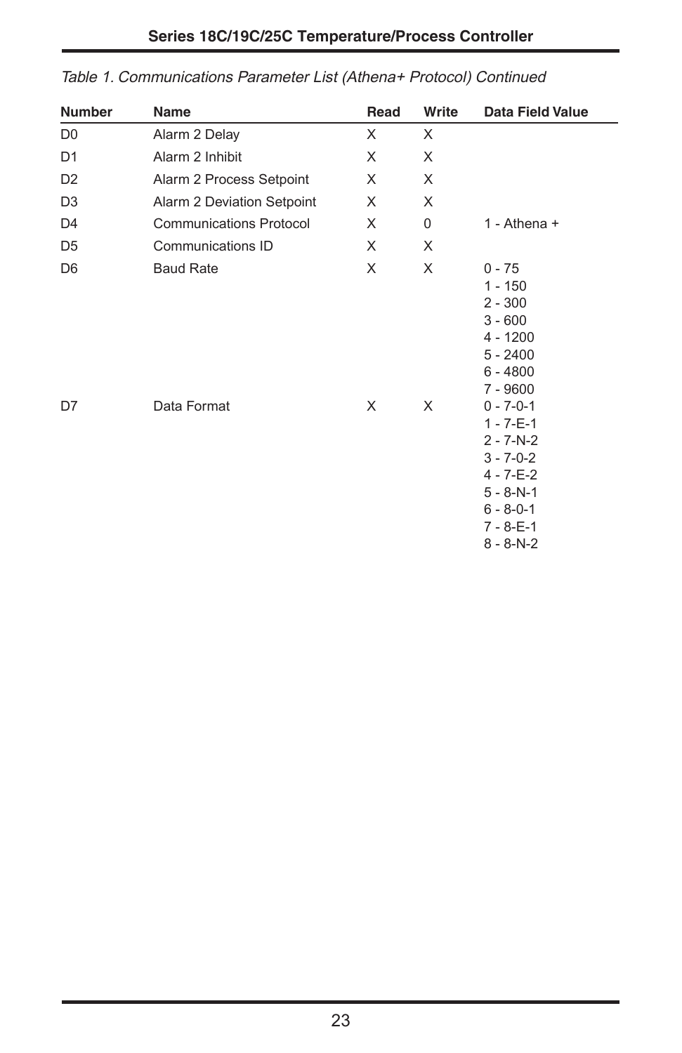*Table 1. Communications Parameter List (Athena+ Protocol) Continued*

| Number | Name | Read | Write | Data Field Value |
|---|---|---|---|---|
| D0 | Alarm 2 Delay | X | X | |
| D1 | Alarm 2 Inhibit | X | X | |
| D2 | Alarm 2 Process Setpoint | X | X | |
| D3 | Alarm 2 Deviation Setpoint | X | X | |
| D4 | Communications Protocol | X | 0 | 1 - Athena + |
| D5 | Communications ID | X | X | |
| D6 | Baud Rate | X | X | 0 - 75<br>1 - 150<br>2 - 300<br>3 - 600<br>4 - 1200<br>5 - 2400<br>6 - 4800<br>7 - 9600 |
| D7 | Data Format | X | X | 0 - 7-0-1<br>1 - 7-E-1<br>2 - 7-N-2<br>3 - 7-0-2<br>4 - 7-E-2<br>5 - 8-N-1<br>6 - 8-0-1<br>7 - 8-E-1<br>8 - 8-N-2 |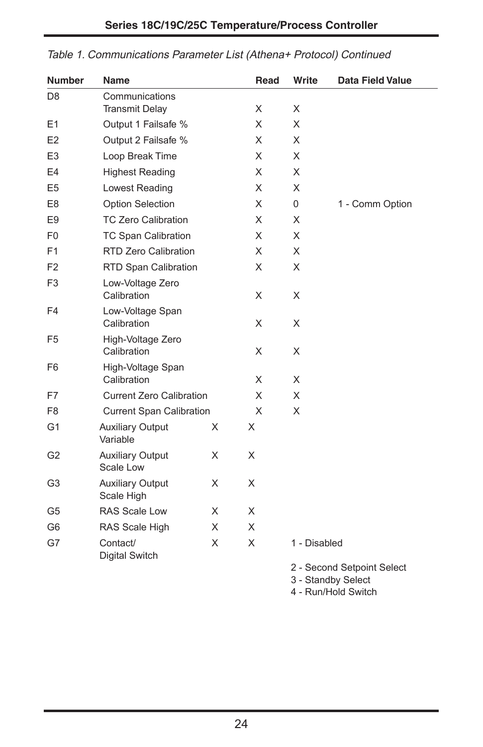*Table 1. Communications Parameter List (Athena+ Protocol) Continued*

| Number | Name | Read | Write | Data Field Value |
|---|---|---|---|---|
| D8 | Communications Transmit Delay | X | X | |
| E1 | Output 1 Failsafe % | X | X | |
| E2 | Output 2 Failsafe % | X | X | |
| E3 | Loop Break Time | X | X | |
| E4 | Highest Reading | X | X | |
| E5 | Lowest Reading | X | X | |
| E8 | Option Selection | X | 0 | 1 - Comm Option |
| E9 | TC Zero Calibration | X | X | |
| F0 | TC Span Calibration | X | X | |
| F1 | RTD Zero Calibration | X | X | |
| F2 | RTD Span Calibration | X | X | |
| F3 | Low-Voltage Zero Calibration | X | X | |
| F4 | Low-Voltage Span Calibration | X | X | |
| F5 | High-Voltage Zero Calibration | X | X | |
| F6 | High-Voltage Span Calibration | X | X | |
| F7 | Current Zero Calibration | X | X | |
| F8 | Current Span Calibration | X | X | |
| G1 | Auxiliary Output Variable | X | X | |
| G2 | Auxiliary Output Scale Low | X | X | |
| G3 | Auxiliary Output Scale High | X | X | |
| G5 | RAS Scale Low | X | X | |
| G6 | RAS Scale High | X | X | |
| G7 | Contact/ Digital Switch | X | X | 1 - Disabled<br>2 - Second Setpoint Select<br>3 - Standby Select<br>4 - Run/Hold Switch |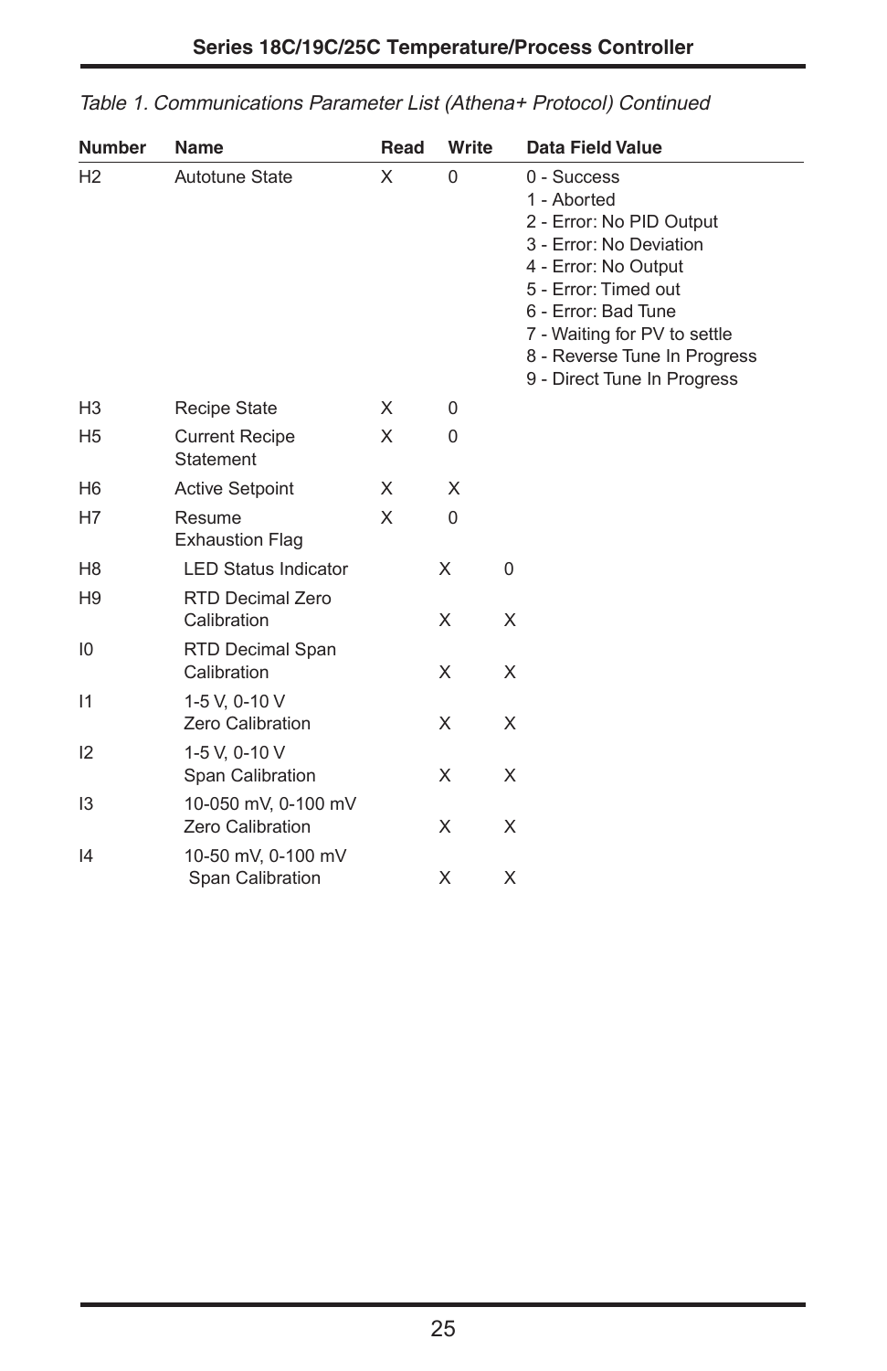*Table 1. Communications Parameter List (Athena+ Protocol) Continued*

| Number | Name | Read | Write | Data Field Value |
|---|---|---|---|---|
| H2 | Autotune State | X | 0 | 0 - Success<br>1 - Aborted<br>2 - Error: No PID Output<br>3 - Error: No Deviation<br>4 - Error: No Output<br>5 - Error: Timed out<br>6 - Error: Bad Tune<br>7 - Waiting for PV to settle<br>8 - Reverse Tune In Progress<br>9 - Direct Tune In Progress |
| H3 | Recipe State | X | 0 | |
| H5 | Current Recipe Statement | X | 0 | |
| H6 | Active Setpoint | X | X | |
| H7 | Resume Exhaustion Flag | X | 0 | |
| H8 | LED Status Indicator | | X | 0 |
| H9 | RTD Decimal Zero Calibration | | X | X |
| I0 | RTD Decimal Span Calibration | | X | X |
| I1 | 1-5 V, 0-10 V Zero Calibration | | X | X |
| I2 | 1-5 V, 0-10 V Span Calibration | | X | X |
| I3 | 10-050 mV, 0-100 mV Zero Calibration | | X | X |
| I4 | 10-50 mV, 0-100 mV Span Calibration | | X | X |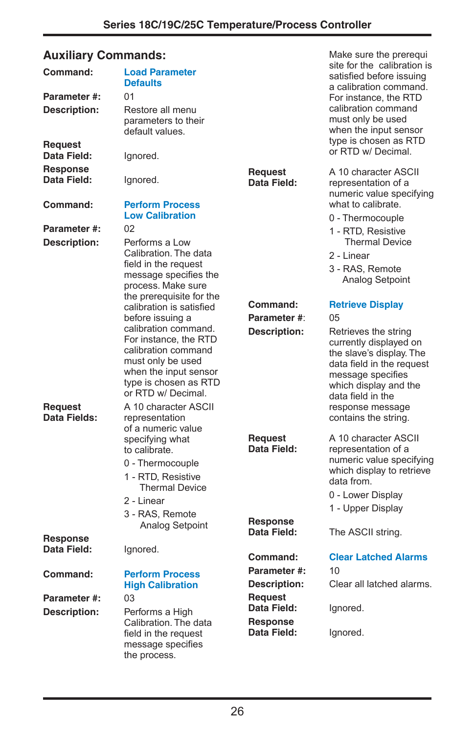## Auxiliary Commands:

**Command:** **Load Parameter Defaults**

**Parameter #:** 01

**Description:** Restore all menu parameters to their default values.

**Request Data Field:** Ignored.

**Response Data Field:** Ignored.

**Command:** **Perform Process Low Calibration**

**Parameter #:** 02

**Description:** Performs a Low Calibration. The data field in the request message specifies the process. Make sure the prerequisite for the calibration is satisfied before issuing a calibration command. For instance, the RTD calibration command must only be used when the input sensor type is chosen as RTD or RTD w/ Decimal.

**Request Data Fields:** A 10 character ASCII representation of a numeric value specifying what to calibrate.

- 0 - Thermocouple
- 1 - RTD, Resistive Thermal Device
- 2 - Linear
- 3 - RAS, Remote Analog Setpoint

**Response Data Field:** Ignored.

**Command:** **Perform Process High Calibration**

**Parameter #:** 03

**Description:** Performs a High Calibration. The data field in the request message specifies the process. Make sure the prerequisite for the calibration is satisfied before issuing a calibration command. For instance, the RTD calibration command must only be used when the input sensor type is chosen as RTD or RTD w/ Decimal.

**Request Data Field:** A 10 character ASCII representation of a numeric value specifying what to calibrate.

- 0 - Thermocouple
- 1 - RTD, Resistive Thermal Device
- 2 - Linear
- 3 - RAS, Remote Analog Setpoint

**Command:** **Retrieve Display**

**Parameter #:** 05

**Description:** Retrieves the string currently displayed on the slave's display. The data field in the request message specifies which display and the data field in the response message contains the string.

**Request Data Field:** A 10 character ASCII representation of a numeric value specifying which display to retrieve data from.

- 0 - Lower Display
- 1 - Upper Display

**Response Data Field:** The ASCII string.

**Command:** **Clear Latched Alarms**

**Parameter #:** 10

**Description:** Clear all latched alarms.

**Request Data Field:** Ignored.

**Response Data Field:** Ignored.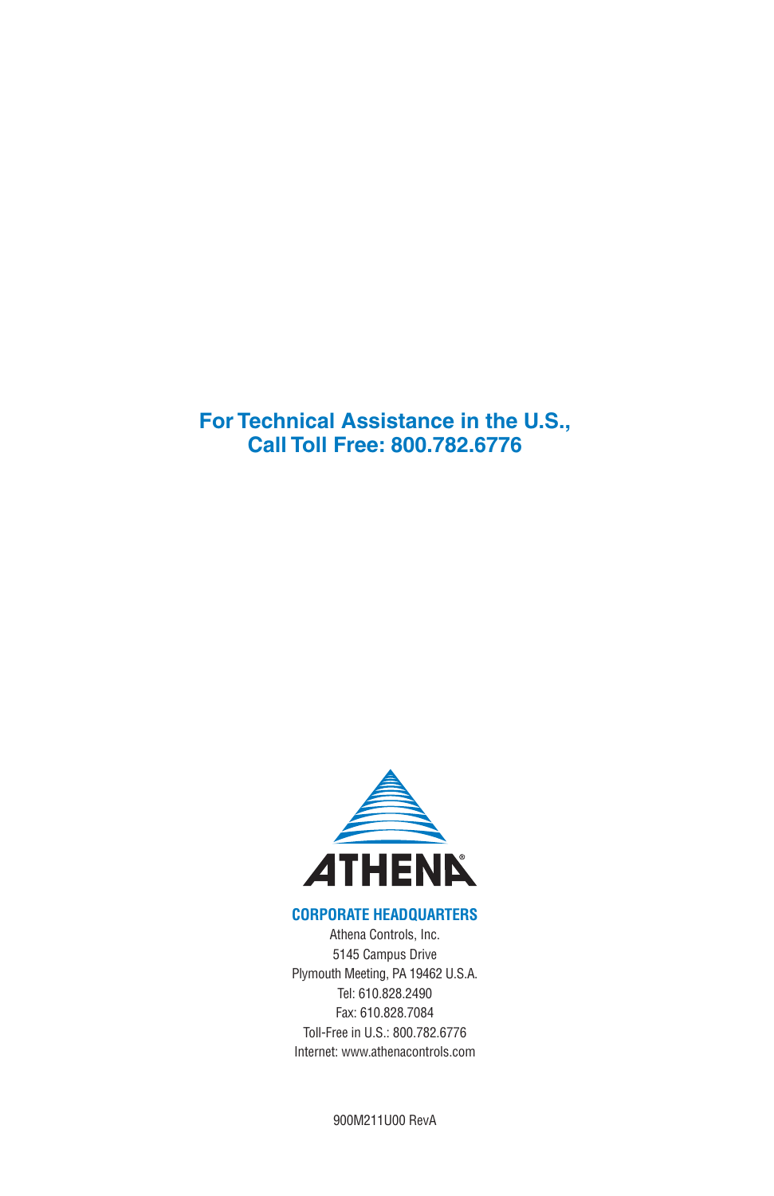**For Technical Assistance in the U.S.,**
**Call Toll Free: 800.782.6776**

ATHENA®

**CORPORATE HEADQUARTERS**

Athena Controls, Inc.
5145 Campus Drive
Plymouth Meeting, PA 19462 U.S.A.
Tel: 610.828.2490
Fax: 610.828.7084
Toll-Free in U.S.: 800.782.6776
Internet: www.athenacontrols.com

900M211U00 RevA